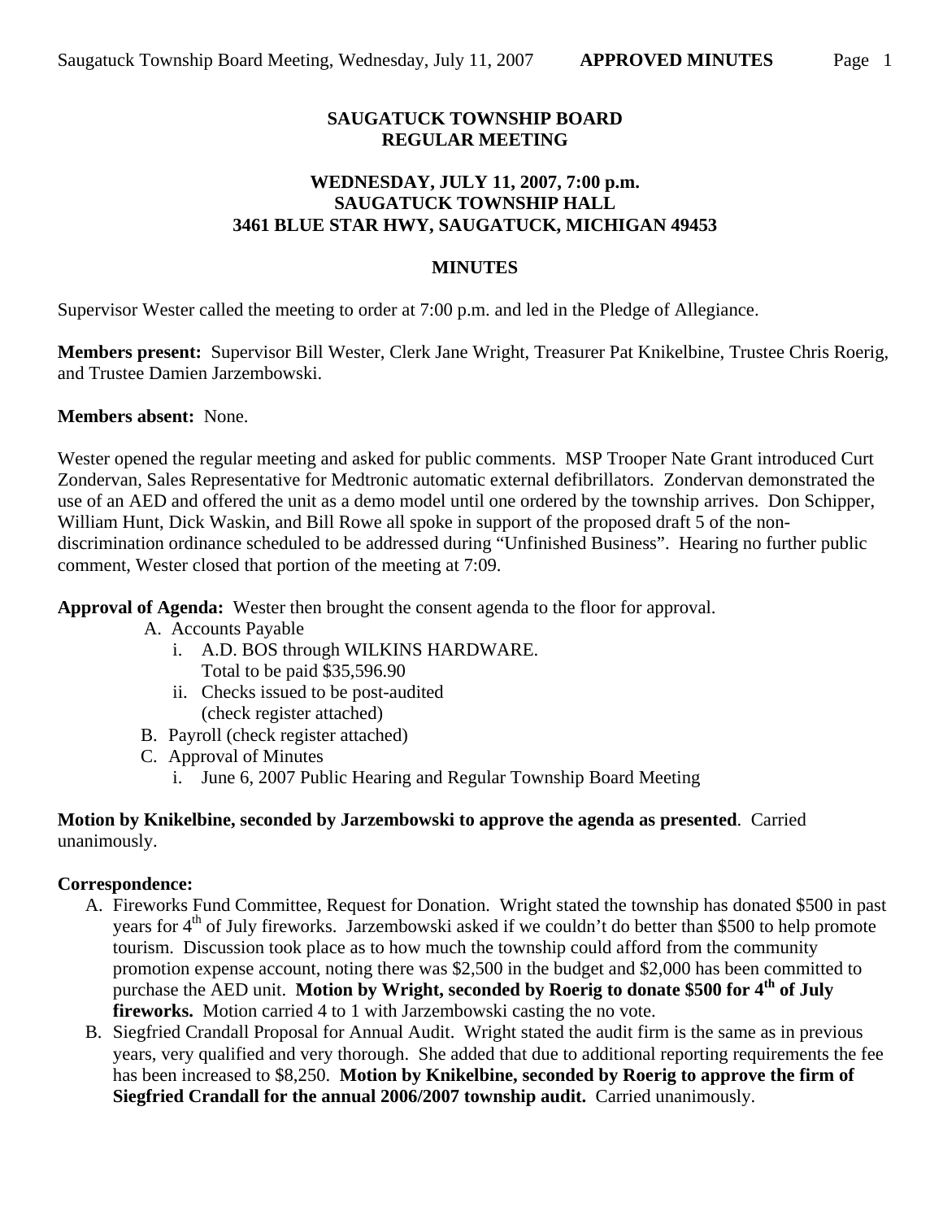# SAUGATUCK TOWNSHIP BOARD
# REGULAR MEETING

## WEDNESDAY, JULY 11, 2007, 7:00 p.m.
## SAUGATUCK TOWNSHIP HALL
## 3461 BLUE STAR HWY, SAUGATUCK, MICHIGAN 49453

## MINUTES

Supervisor Wester called the meeting to order at 7:00 p.m. and led in the Pledge of Allegiance.

**Members present:** Supervisor Bill Wester, Clerk Jane Wright, Treasurer Pat Knikelbine, Trustee Chris Roerig, and Trustee Damien Jarzembowski.

**Members absent:** None.

Wester opened the regular meeting and asked for public comments. MSP Trooper Nate Grant introduced Curt Zondervan, Sales Representative for Medtronic automatic external defibrillators. Zondervan demonstrated the use of an AED and offered the unit as a demo model until one ordered by the township arrives. Don Schipper, William Hunt, Dick Waskin, and Bill Rowe all spoke in support of the proposed draft 5 of the non-discrimination ordinance scheduled to be addressed during "Unfinished Business". Hearing no further public comment, Wester closed that portion of the meeting at 7:09.

**Approval of Agenda:** Wester then brought the consent agenda to the floor for approval.

- A. Accounts Payable
  - i. A.D. BOS through WILKINS HARDWARE.
    Total to be paid $35,596.90
  - ii. Checks issued to be post-audited
    (check register attached)
- B. Payroll (check register attached)
- C. Approval of Minutes
  - i. June 6, 2007 Public Hearing and Regular Township Board Meeting

**Motion by Knikelbine, seconded by Jarzembowski to approve the agenda as presented**. Carried unanimously.

**Correspondence:**

- A. Fireworks Fund Committee, Request for Donation. Wright stated the township has donated $500 in past years for 4th of July fireworks. Jarzembowski asked if we couldn't do better than $500 to help promote tourism. Discussion took place as to how much the township could afford from the community promotion expense account, noting there was $2,500 in the budget and $2,000 has been committed to purchase the AED unit. **Motion by Wright, seconded by Roerig to donate $500 for 4th of July fireworks.** Motion carried 4 to 1 with Jarzembowski casting the no vote.
- B. Siegfried Crandall Proposal for Annual Audit. Wright stated the audit firm is the same as in previous years, very qualified and very thorough. She added that due to additional reporting requirements the fee has been increased to $8,250. **Motion by Knikelbine, seconded by Roerig to approve the firm of Siegfried Crandall for the annual 2006/2007 township audit.** Carried unanimously.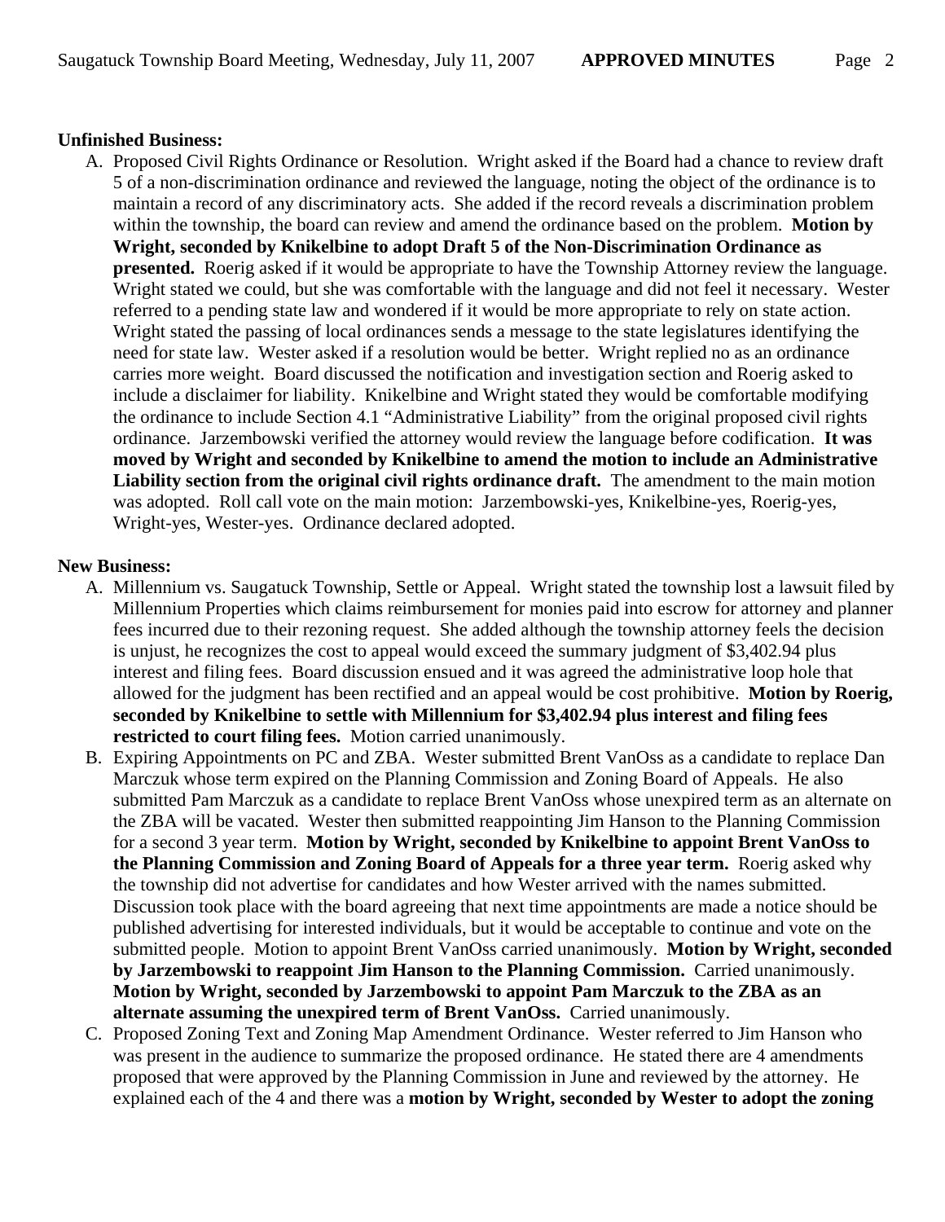**Unfinished Business:**

A. Proposed Civil Rights Ordinance or Resolution. Wright asked if the Board had a chance to review draft 5 of a non-discrimination ordinance and reviewed the language, noting the object of the ordinance is to maintain a record of any discriminatory acts. She added if the record reveals a discrimination problem within the township, the board can review and amend the ordinance based on the problem. **Motion by Wright, seconded by Knikelbine to adopt Draft 5 of the Non-Discrimination Ordinance as presented.** Roerig asked if it would be appropriate to have the Township Attorney review the language. Wright stated we could, but she was comfortable with the language and did not feel it necessary. Wester referred to a pending state law and wondered if it would be more appropriate to rely on state action. Wright stated the passing of local ordinances sends a message to the state legislatures identifying the need for state law. Wester asked if a resolution would be better. Wright replied no as an ordinance carries more weight. Board discussed the notification and investigation section and Roerig asked to include a disclaimer for liability. Knikelbine and Wright stated they would be comfortable modifying the ordinance to include Section 4.1 "Administrative Liability" from the original proposed civil rights ordinance. Jarzembowski verified the attorney would review the language before codification. **It was moved by Wright and seconded by Knikelbine to amend the motion to include an Administrative Liability section from the original civil rights ordinance draft.** The amendment to the main motion was adopted. Roll call vote on the main motion: Jarzembowski-yes, Knikelbine-yes, Roerig-yes, Wright-yes, Wester-yes. Ordinance declared adopted.

**New Business:**

A. Millennium vs. Saugatuck Township, Settle or Appeal. Wright stated the township lost a lawsuit filed by Millennium Properties which claims reimbursement for monies paid into escrow for attorney and planner fees incurred due to their rezoning request. She added although the township attorney feels the decision is unjust, he recognizes the cost to appeal would exceed the summary judgment of $3,402.94 plus interest and filing fees. Board discussion ensued and it was agreed the administrative loop hole that allowed for the judgment has been rectified and an appeal would be cost prohibitive. **Motion by Roerig, seconded by Knikelbine to settle with Millennium for $3,402.94 plus interest and filing fees restricted to court filing fees.** Motion carried unanimously.

B. Expiring Appointments on PC and ZBA. Wester submitted Brent VanOss as a candidate to replace Dan Marczuk whose term expired on the Planning Commission and Zoning Board of Appeals. He also submitted Pam Marczuk as a candidate to replace Brent VanOss whose unexpired term as an alternate on the ZBA will be vacated. Wester then submitted reappointing Jim Hanson to the Planning Commission for a second 3 year term. **Motion by Wright, seconded by Knikelbine to appoint Brent VanOss to the Planning Commission and Zoning Board of Appeals for a three year term.** Roerig asked why the township did not advertise for candidates and how Wester arrived with the names submitted. Discussion took place with the board agreeing that next time appointments are made a notice should be published advertising for interested individuals, but it would be acceptable to continue and vote on the submitted people. Motion to appoint Brent VanOss carried unanimously. **Motion by Wright, seconded by Jarzembowski to reappoint Jim Hanson to the Planning Commission.** Carried unanimously. **Motion by Wright, seconded by Jarzembowski to appoint Pam Marczuk to the ZBA as an alternate assuming the unexpired term of Brent VanOss.** Carried unanimously.

C. Proposed Zoning Text and Zoning Map Amendment Ordinance. Wester referred to Jim Hanson who was present in the audience to summarize the proposed ordinance. He stated there are 4 amendments proposed that were approved by the Planning Commission in June and reviewed by the attorney. He explained each of the 4 and there was a **motion by Wright, seconded by Wester to adopt the zoning**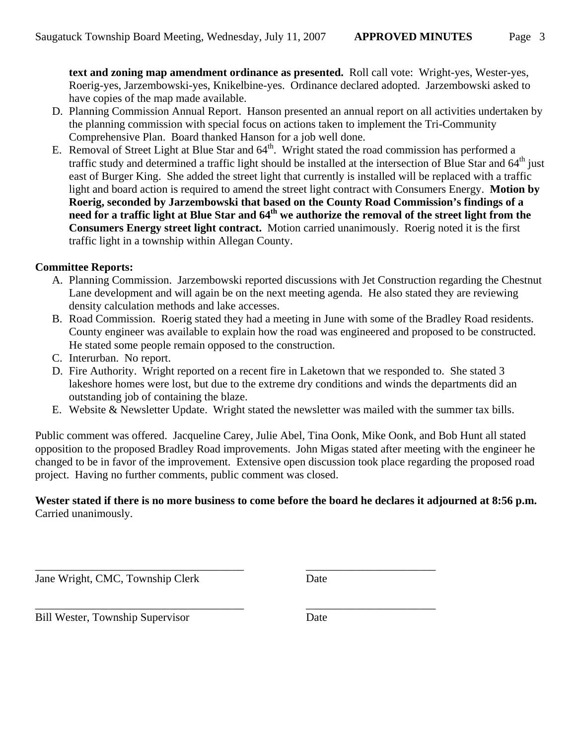**text and zoning map amendment ordinance as presented.** Roll call vote: Wright-yes, Wester-yes, Roerig-yes, Jarzembowski-yes, Knikelbine-yes. Ordinance declared adopted. Jarzembowski asked to have copies of the map made available.

D. Planning Commission Annual Report. Hanson presented an annual report on all activities undertaken by the planning commission with special focus on actions taken to implement the Tri-Community Comprehensive Plan. Board thanked Hanson for a job well done.

E. Removal of Street Light at Blue Star and 64th. Wright stated the road commission has performed a traffic study and determined a traffic light should be installed at the intersection of Blue Star and 64th just east of Burger King. She added the street light that currently is installed will be replaced with a traffic light and board action is required to amend the street light contract with Consumers Energy. **Motion by Roerig, seconded by Jarzembowski that based on the County Road Commission's findings of a need for a traffic light at Blue Star and 64th we authorize the removal of the street light from the Consumers Energy street light contract.** Motion carried unanimously. Roerig noted it is the first traffic light in a township within Allegan County.

**Committee Reports:**

A. Planning Commission. Jarzembowski reported discussions with Jet Construction regarding the Chestnut Lane development and will again be on the next meeting agenda. He also stated they are reviewing density calculation methods and lake accesses.
B. Road Commission. Roerig stated they had a meeting in June with some of the Bradley Road residents. County engineer was available to explain how the road was engineered and proposed to be constructed. He stated some people remain opposed to the construction.
C. Interurban. No report.
D. Fire Authority. Wright reported on a recent fire in Laketown that we responded to. She stated 3 lakeshore homes were lost, but due to the extreme dry conditions and winds the departments did an outstanding job of containing the blaze.
E. Website & Newsletter Update. Wright stated the newsletter was mailed with the summer tax bills.

Public comment was offered. Jacqueline Carey, Julie Abel, Tina Oonk, Mike Oonk, and Bob Hunt all stated opposition to the proposed Bradley Road improvements. John Migas stated after meeting with the engineer he changed to be in favor of the improvement. Extensive open discussion took place regarding the proposed road project. Having no further comments, public comment was closed.

**Wester stated if there is no more business to come before the board he declares it adjourned at 8:56 p.m.** Carried unanimously.

\_\_\_\_\_\_\_\_\_\_\_\_\_\_\_\_\_\_\_\_\_\_\_\_\_\_\_\_\_\_\_\_\_\_\_\_ \_\_\_\_\_\_\_\_\_\_\_\_\_\_\_\_\_\_\_\_\_\_\_

Jane Wright, CMC, Township Clerk Date

\_\_\_\_\_\_\_\_\_\_\_\_\_\_\_\_\_\_\_\_\_\_\_\_\_\_\_\_\_\_\_\_\_\_\_\_ \_\_\_\_\_\_\_\_\_\_\_\_\_\_\_\_\_\_\_\_\_\_\_

Bill Wester, Township Supervisor Date